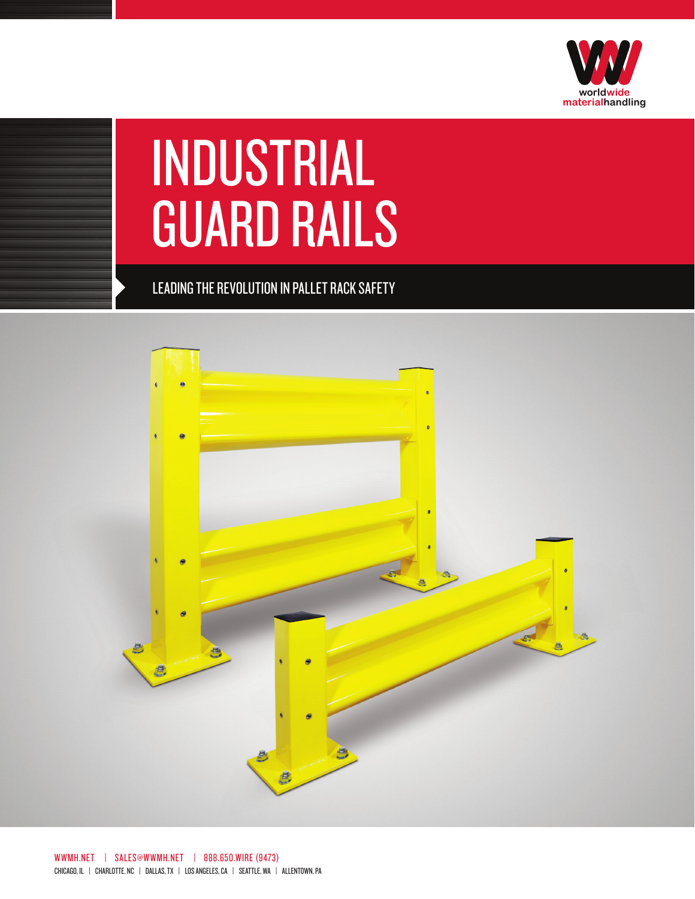worldwide materialhandling

# INDUSTRIAL GUARD RAILS

## LEADING THE REVOLUTION IN PALLET RACK SAFETY

WWMH.NET | SALES@WWMH.NET | 888.650.WIRE (9473)

CHICAGO, IL | CHARLOTTE, NC | DALLAS, TX | LOS ANGELES, CA | SEATTLE, WA | ALLENTOWN, PA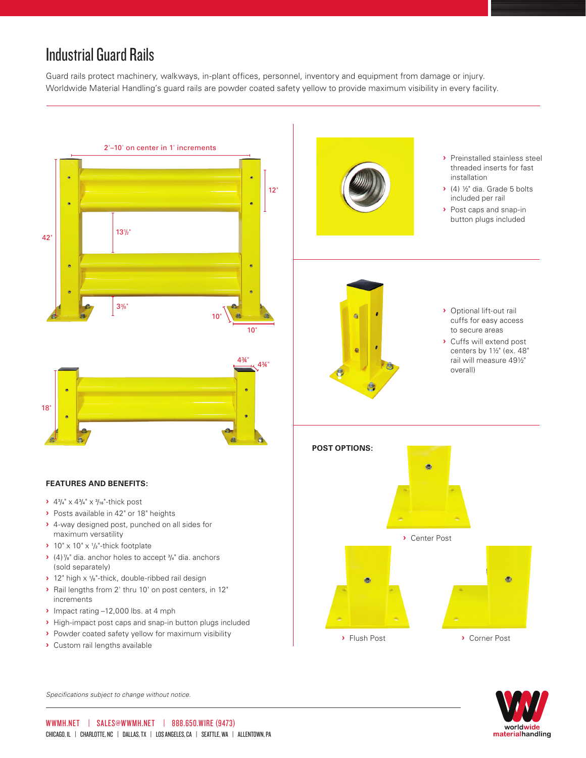# Industrial Guard Rails

Guard rails protect machinery, walkways, in-plant offices, personnel, inventory and equipment from damage or injury. Worldwide Material Handling's guard rails are powder coated safety yellow to provide maximum visibility in every facility.

2'–10' on center in 1' increments

42"

12"

13½"

3⅜"

10"

10"

4¾"

4¾"

18"

- Preinstalled stainless steel threaded inserts for fast installation
- (4) ½" dia. Grade 5 bolts included per rail
- Post caps and snap-in button plugs included

- Optional lift-out rail cuffs for easy access to secure areas
- Cuffs will extend post centers by 1½" (ex. 48" rail will measure 49½" overall)

**POST OPTIONS:**

- Center Post
- Flush Post
- Corner Post

**FEATURES AND BENEFITS:**

- 4¾" x 4¾" x ³⁄₁₆"-thick post
- Posts available in 42" or 18" heights
- 4-way designed post, punched on all sides for maximum versatility
- 10" x 10" x ½"-thick footplate
- (4) ⅞" dia. anchor holes to accept ¾" dia. anchors (sold separately)
- 12" high x ⅛"-thick, double-ribbed rail design
- Rail lengths from 2' thru 10' on post centers, in 12" increments
- Impact rating –12,000 lbs. at 4 mph
- High-impact post caps and snap-in button plugs included
- Powder coated safety yellow for maximum visibility
- Custom rail lengths available

*Specifications subject to change without notice.*

WWMH.NET | SALES@WWMH.NET | 888.650.WIRE (9473)

CHICAGO, IL | CHARLOTTE, NC | DALLAS, TX | LOS ANGELES, CA | SEATTLE, WA | ALLENTOWN, PA

worldwide materialhandling